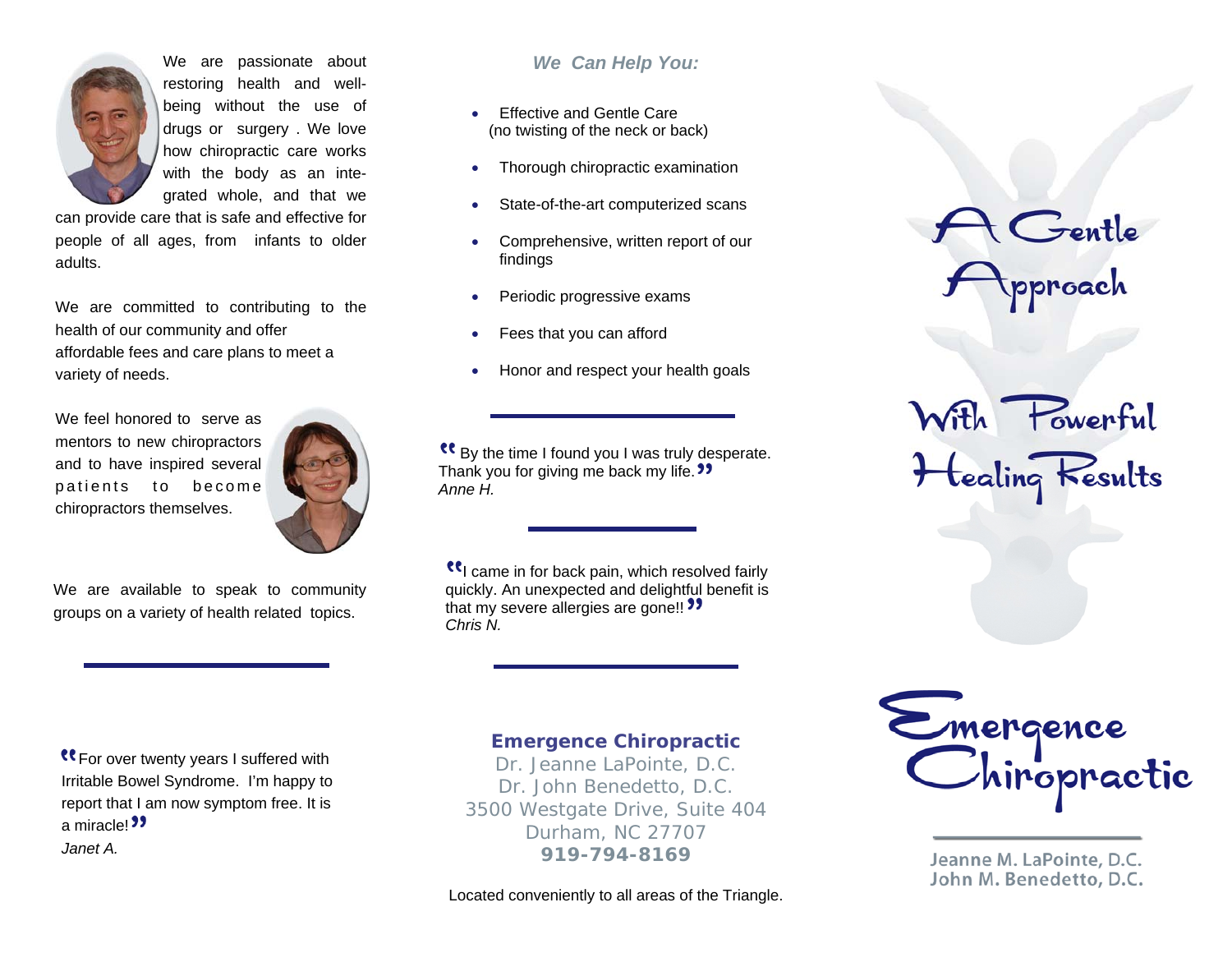We are passionate about restoring health and well-being without the use of drugs or surgery . We love how chiropractic care works with the body as an integrated whole, and that we can provide care that is safe and effective for people of all ages, from infants to older adults.

We are committed to contributing to the health of our community and offer affordable fees and care plans to meet a variety of needs.

We feel honored to serve as mentors to new chiropractors and to have inspired several patients to become chiropractors themselves.

We are available to speak to community groups on a variety of health related topics.

"For over twenty years I suffered with Irritable Bowel Syndrome. I'm happy to report that I am now symptom free. It is a miracle!"
*Janet A.*

## *We Can Help You:*

- Effective and Gentle Care (no twisting of the neck or back)
- Thorough chiropractic examination
- State-of-the-art computerized scans
- Comprehensive, written report of our findings
- Periodic progressive exams
- Fees that you can afford
- Honor and respect your health goals

"By the time I found you I was truly desperate. Thank you for giving me back my life."
*Anne H.*

"I came in for back pain, which resolved fairly quickly. An unexpected and delightful benefit is that my severe allergies are gone!!"
*Chris N.*

**Emergence Chiropractic**
Dr. Jeanne LaPointe, D.C.
Dr. John Benedetto, D.C.
3500 Westgate Drive, Suite 404
Durham, NC 27707
**919-794-8169**

Located conveniently to all areas of the Triangle.

# A Gentle Approach With Powerful Healing Results

# Emergence Chiropractic

Jeanne M. LaPointe, D.C.
John M. Benedetto, D.C.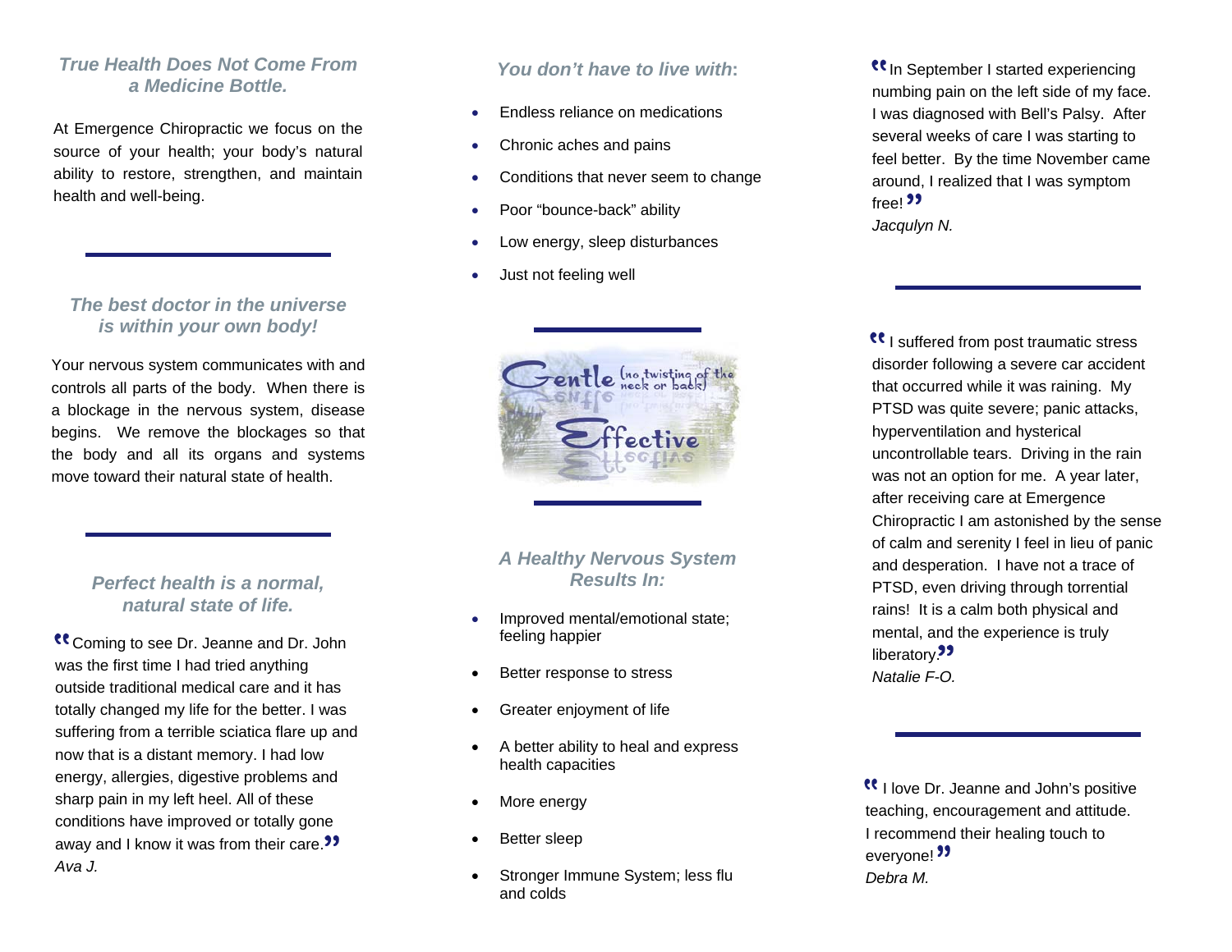### *True Health Does Not Come From a Medicine Bottle.*

At Emergence Chiropractic we focus on the source of your health; your body's natural ability to restore, strengthen, and maintain health and well-being.

---

### *The best doctor in the universe is within your own body!*

Your nervous system communicates with and controls all parts of the body. When there is a blockage in the nervous system, disease begins. We remove the blockages so that the body and all its organs and systems move toward their natural state of health.

---

### *Perfect health is a normal, natural state of life.*

"Coming to see Dr. Jeanne and Dr. John was the first time I had tried anything outside traditional medical care and it has totally changed my life for the better. I was suffering from a terrible sciatica flare up and now that is a distant memory. I had low energy, allergies, digestive problems and sharp pain in my left heel. All of these conditions have improved or totally gone away and I know it was from their care."
*Ava J.*

### *You don't have to live with:*

- Endless reliance on medications
- Chronic aches and pains
- Conditions that never seem to change
- Poor "bounce-back" ability
- Low energy, sleep disturbances
- Just not feeling well

---

Gentle (no twisting of the neck or back)
Effective

---

### *A Healthy Nervous System Results In:*

- Improved mental/emotional state; feeling happier
- Better response to stress
- Greater enjoyment of life
- A better ability to heal and express health capacities
- More energy
- Better sleep
- Stronger Immune System; less flu and colds

"In September I started experiencing numbing pain on the left side of my face. I was diagnosed with Bell's Palsy. After several weeks of care I was starting to feel better. By the time November came around, I realized that I was symptom free!"
*Jacqulyn N.*

---

"I suffered from post traumatic stress disorder following a severe car accident that occurred while it was raining. My PTSD was quite severe; panic attacks, hyperventilation and hysterical uncontrollable tears. Driving in the rain was not an option for me. A year later, after receiving care at Emergence Chiropractic I am astonished by the sense of calm and serenity I feel in lieu of panic and desperation. I have not a trace of PTSD, even driving through torrential rains! It is a calm both physical and mental, and the experience is truly liberatory."
*Natalie F-O.*

---

"I love Dr. Jeanne and John's positive teaching, encouragement and attitude. I recommend their healing touch to everyone!"
*Debra M.*